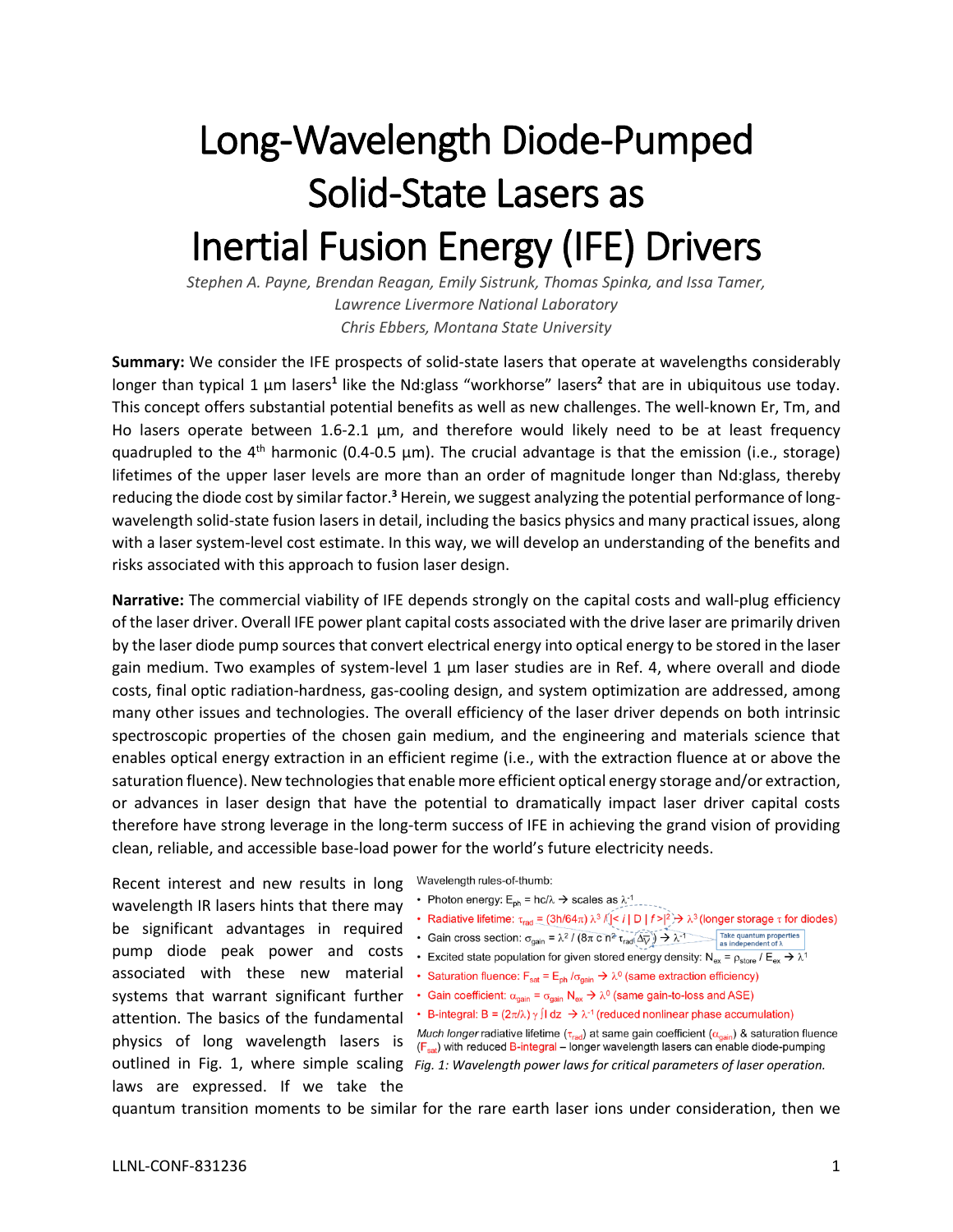# Long-Wavelength Diode-Pumped Solid-State Lasers as Inertial Fusion Energy (IFE) Drivers

*Stephen A. Payne, Brendan Reagan, Emily Sistrunk, Thomas Spinka, and Issa Tamer,*
*Lawrence Livermore National Laboratory*
*Chris Ebbers, Montana State University*

**Summary:** We consider the IFE prospects of solid-state lasers that operate at wavelengths considerably longer than typical 1 µm lasers[1] like the Nd:glass "workhorse" lasers[2] that are in ubiquitous use today. This concept offers substantial potential benefits as well as new challenges. The well-known Er, Tm, and Ho lasers operate between 1.6-2.1 µm, and therefore would likely need to be at least frequency quadrupled to the 4th harmonic (0.4-0.5 µm). The crucial advantage is that the emission (i.e., storage) lifetimes of the upper laser levels are more than an order of magnitude longer than Nd:glass, thereby reducing the diode cost by similar factor.[3] Herein, we suggest analyzing the potential performance of long-wavelength solid-state fusion lasers in detail, including the basics physics and many practical issues, along with a laser system-level cost estimate. In this way, we will develop an understanding of the benefits and risks associated with this approach to fusion laser design.

**Narrative:** The commercial viability of IFE depends strongly on the capital costs and wall-plug efficiency of the laser driver. Overall IFE power plant capital costs associated with the drive laser are primarily driven by the laser diode pump sources that convert electrical energy into optical energy to be stored in the laser gain medium. Two examples of system-level 1 µm laser studies are in Ref. 4, where overall and diode costs, final optic radiation-hardness, gas-cooling design, and system optimization are addressed, among many other issues and technologies. The overall efficiency of the laser driver depends on both intrinsic spectroscopic properties of the chosen gain medium, and the engineering and materials science that enables optical energy extraction in an efficient regime (i.e., with the extraction fluence at or above the saturation fluence). New technologies that enable more efficient optical energy storage and/or extraction, or advances in laser design that have the potential to dramatically impact laser driver capital costs therefore have strong leverage in the long-term success of IFE in achieving the grand vision of providing clean, reliable, and accessible base-load power for the world's future electricity needs.

Wavelength rules-of-thumb:

- Photon energy: $E_{ph} = hc/\lambda \rightarrow$ scales as $\lambda^{-1}$
- Radiative lifetime: $\tau_{rad} = (3h/64\pi)\,\lambda^3 / |\langle i\,|\,D\,|\,f\rangle|^2 \rightarrow \lambda^3$ (longer storage $\tau$ for diodes)
- Gain cross section: $\sigma_{gain} = \lambda^2 / (8\pi\, c\, n^2\, \tau_{rad}\, \Delta\nu) \rightarrow \lambda^{-1}$ (Take quantum properties as independent of λ)
- Excited state population for given stored energy density: $N_{ex} = \rho_{store} / E_{ex} \rightarrow \lambda^1$
- Saturation fluence: $F_{sat} = E_{ph} / \sigma_{gain} \rightarrow \lambda^0$ (same extraction efficiency)
- Gain coefficient: $\alpha_{gain} = \sigma_{gain} N_{ex} \rightarrow \lambda^0$ (same gain-to-loss and ASE)
- B-integral: $B = (2\pi/\lambda)\,\gamma \int I\,dz \rightarrow \lambda^{-1}$ (reduced nonlinear phase accumulation)

*Much longer* radiative lifetime ($\tau_{rad}$) at same gain coefficient ($\alpha_{gain}$) & saturation fluence ($F_{sat}$) with reduced B-integral – longer wavelength lasers can enable diode-pumping

*Fig. 1: Wavelength power laws for critical parameters of laser operation.*

Recent interest and new results in long wavelength IR lasers hints that there may be significant advantages in required pump diode peak power and costs associated with these new material systems that warrant significant further attention. The basics of the fundamental physics of long wavelength lasers is outlined in Fig. 1, where simple scaling laws are expressed. If we take the quantum transition moments to be similar for the rare earth laser ions under consideration, then we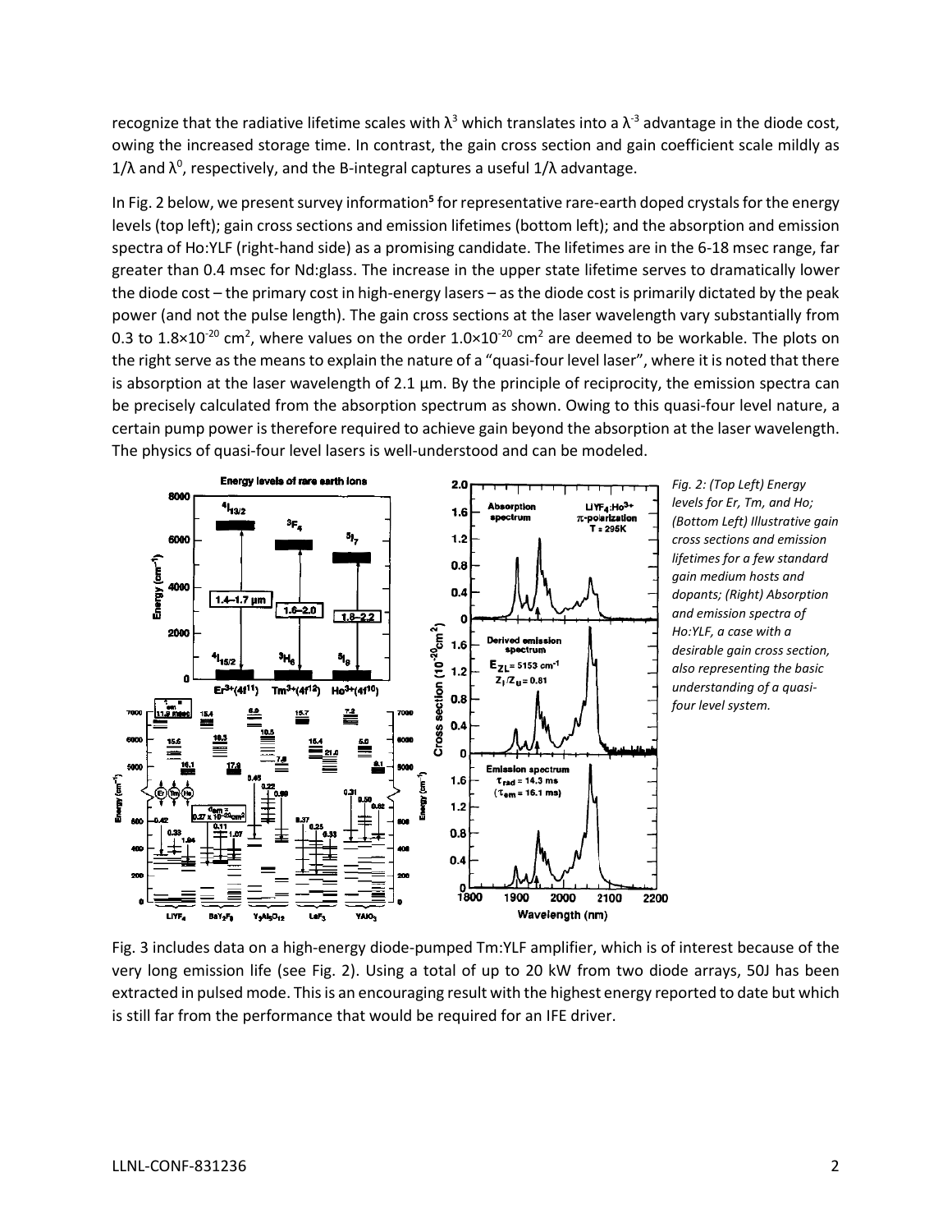recognize that the radiative lifetime scales with $\lambda^3$ which translates into a $\lambda^{-3}$ advantage in the diode cost, owing the increased storage time. In contrast, the gain cross section and gain coefficient scale mildly as $1/\lambda$ and $\lambda^0$, respectively, and the B-integral captures a useful $1/\lambda$ advantage.

In Fig. 2 below, we present survey information[5] for representative rare-earth doped crystals for the energy levels (top left); gain cross sections and emission lifetimes (bottom left); and the absorption and emission spectra of Ho:YLF (right-hand side) as a promising candidate. The lifetimes are in the 6-18 msec range, far greater than 0.4 msec for Nd:glass. The increase in the upper state lifetime serves to dramatically lower the diode cost – the primary cost in high-energy lasers – as the diode cost is primarily dictated by the peak power (and not the pulse length). The gain cross sections at the laser wavelength vary substantially from 0.3 to $1.8\times10^{-20}$ cm$^2$, where values on the order $1.0\times10^{-20}$ cm$^2$ are deemed to be workable. The plots on the right serve as the means to explain the nature of a "quasi-four level laser", where it is noted that there is absorption at the laser wavelength of 2.1 µm. By the principle of reciprocity, the emission spectra can be precisely calculated from the absorption spectrum as shown. Owing to this quasi-four level nature, a certain pump power is therefore required to achieve gain beyond the absorption at the laser wavelength. The physics of quasi-four level lasers is well-understood and can be modeled.

*Fig. 2: (Top Left) Energy levels for Er, Tm, and Ho; (Bottom Left) Illustrative gain cross sections and emission lifetimes for a few standard gain medium hosts and dopants; (Right) Absorption and emission spectra of Ho:YLF, a case with a desirable gain cross section, also representing the basic understanding of a quasi-four level system.*

Fig. 3 includes data on a high-energy diode-pumped Tm:YLF amplifier, which is of interest because of the very long emission life (see Fig. 2). Using a total of up to 20 kW from two diode arrays, 50J has been extracted in pulsed mode. This is an encouraging result with the highest energy reported to date but which is still far from the performance that would be required for an IFE driver.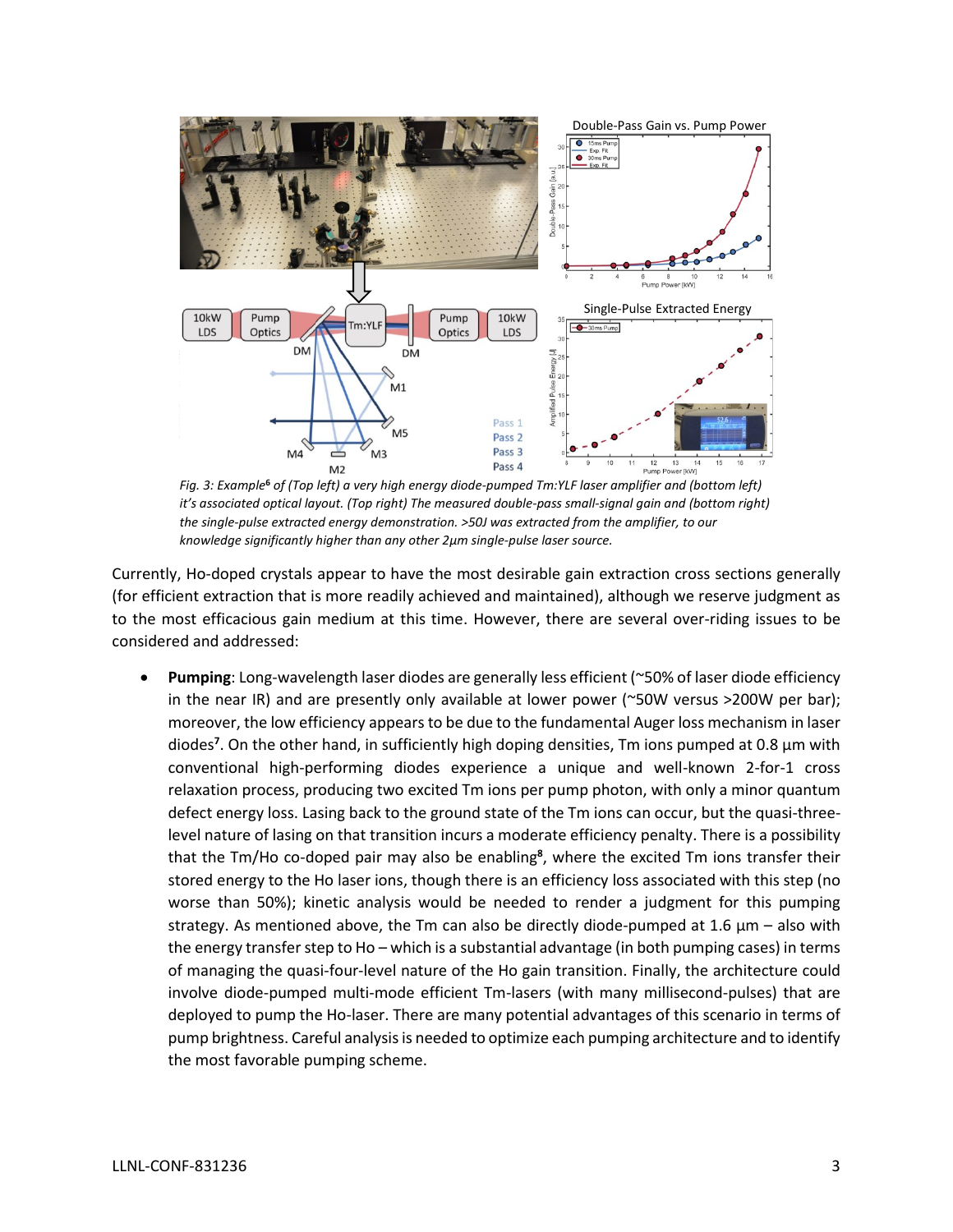*Fig. 3: Example[6] of (Top left) a very high energy diode-pumped Tm:YLF laser amplifier and (bottom left) it's associated optical layout. (Top right) The measured double-pass small-signal gain and (bottom right) the single-pulse extracted energy demonstration. >50J was extracted from the amplifier, to our knowledge significantly higher than any other 2µm single-pulse laser source.*

Currently, Ho-doped crystals appear to have the most desirable gain extraction cross sections generally (for efficient extraction that is more readily achieved and maintained), although we reserve judgment as to the most efficacious gain medium at this time. However, there are several over-riding issues to be considered and addressed:

- **Pumping**: Long-wavelength laser diodes are generally less efficient (~50% of laser diode efficiency in the near IR) and are presently only available at lower power (~50W versus >200W per bar); moreover, the low efficiency appears to be due to the fundamental Auger loss mechanism in laser diodes[7]. On the other hand, in sufficiently high doping densities, Tm ions pumped at 0.8 µm with conventional high-performing diodes experience a unique and well-known 2-for-1 cross relaxation process, producing two excited Tm ions per pump photon, with only a minor quantum defect energy loss. Lasing back to the ground state of the Tm ions can occur, but the quasi-three-level nature of lasing on that transition incurs a moderate efficiency penalty. There is a possibility that the Tm/Ho co-doped pair may also be enabling[8], where the excited Tm ions transfer their stored energy to the Ho laser ions, though there is an efficiency loss associated with this step (no worse than 50%); kinetic analysis would be needed to render a judgment for this pumping strategy. As mentioned above, the Tm can also be directly diode-pumped at 1.6 µm – also with the energy transfer step to Ho – which is a substantial advantage (in both pumping cases) in terms of managing the quasi-four-level nature of the Ho gain transition. Finally, the architecture could involve diode-pumped multi-mode efficient Tm-lasers (with many millisecond-pulses) that are deployed to pump the Ho-laser. There are many potential advantages of this scenario in terms of pump brightness. Careful analysis is needed to optimize each pumping architecture and to identify the most favorable pumping scheme.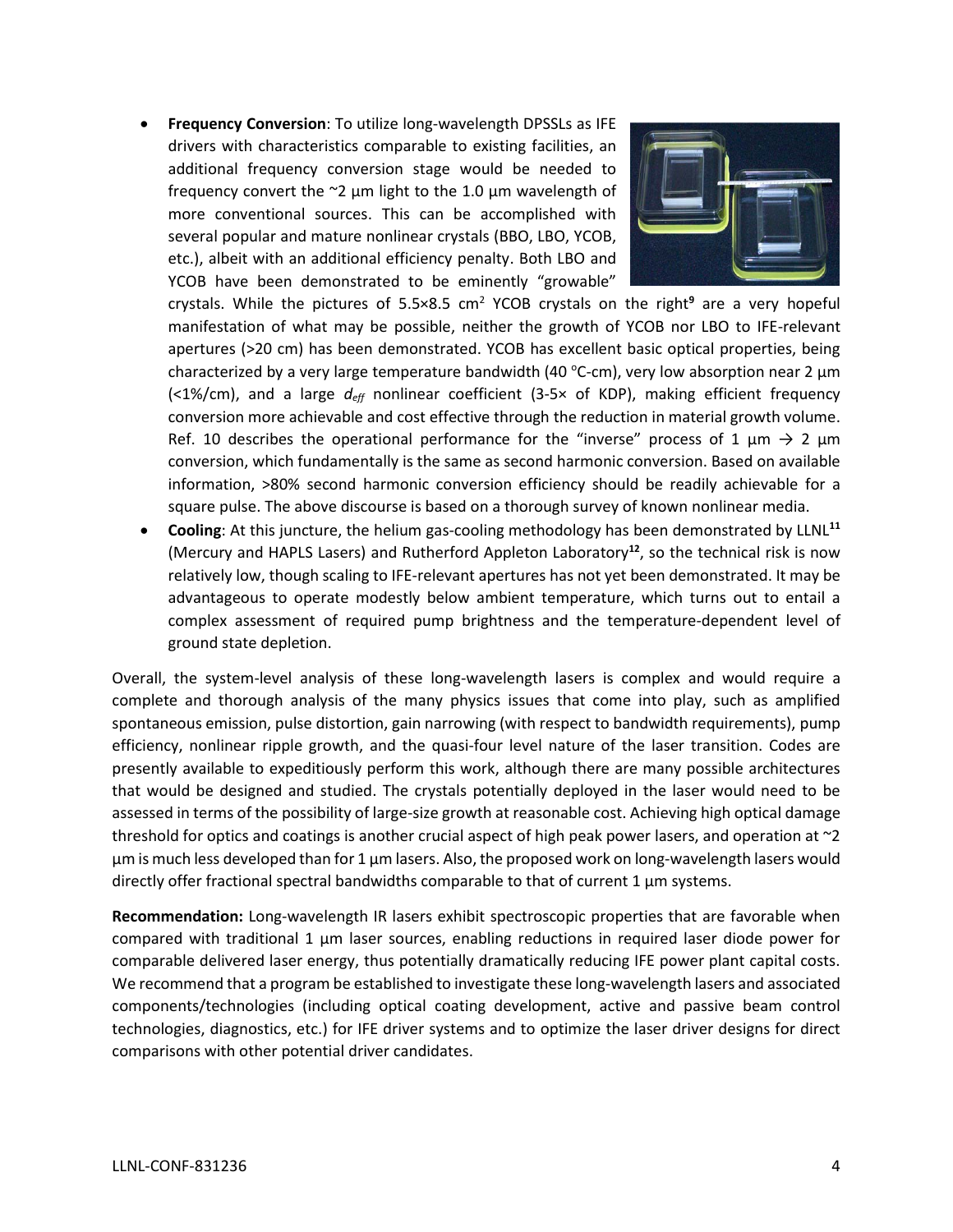- **Frequency Conversion**: To utilize long-wavelength DPSSLs as IFE drivers with characteristics comparable to existing facilities, an additional frequency conversion stage would be needed to frequency convert the ~2 µm light to the 1.0 µm wavelength of more conventional sources. This can be accomplished with several popular and mature nonlinear crystals (BBO, LBO, YCOB, etc.), albeit with an additional efficiency penalty. Both LBO and YCOB have been demonstrated to be eminently "growable" crystals. While the pictures of 5.5×8.5 cm$^2$ YCOB crystals on the right[9] are a very hopeful manifestation of what may be possible, neither the growth of YCOB nor LBO to IFE-relevant apertures (>20 cm) has been demonstrated. YCOB has excellent basic optical properties, being characterized by a very large temperature bandwidth (40 °C-cm), very low absorption near 2 µm (<1%/cm), and a large $d_{eff}$ nonlinear coefficient (3-5× of KDP), making efficient frequency conversion more achievable and cost effective through the reduction in material growth volume. Ref. 10 describes the operational performance for the "inverse" process of 1 µm → 2 µm conversion, which fundamentally is the same as second harmonic conversion. Based on available information, >80% second harmonic conversion efficiency should be readily achievable for a square pulse. The above discourse is based on a thorough survey of known nonlinear media.
- **Cooling**: At this juncture, the helium gas-cooling methodology has been demonstrated by LLNL[11] (Mercury and HAPLS Lasers) and Rutherford Appleton Laboratory[12], so the technical risk is now relatively low, though scaling to IFE-relevant apertures has not yet been demonstrated. It may be advantageous to operate modestly below ambient temperature, which turns out to entail a complex assessment of required pump brightness and the temperature-dependent level of ground state depletion.

Overall, the system-level analysis of these long-wavelength lasers is complex and would require a complete and thorough analysis of the many physics issues that come into play, such as amplified spontaneous emission, pulse distortion, gain narrowing (with respect to bandwidth requirements), pump efficiency, nonlinear ripple growth, and the quasi-four level nature of the laser transition. Codes are presently available to expeditiously perform this work, although there are many possible architectures that would be designed and studied. The crystals potentially deployed in the laser would need to be assessed in terms of the possibility of large-size growth at reasonable cost. Achieving high optical damage threshold for optics and coatings is another crucial aspect of high peak power lasers, and operation at ~2 µm is much less developed than for 1 µm lasers. Also, the proposed work on long-wavelength lasers would directly offer fractional spectral bandwidths comparable to that of current 1 µm systems.

**Recommendation:** Long-wavelength IR lasers exhibit spectroscopic properties that are favorable when compared with traditional 1 µm laser sources, enabling reductions in required laser diode power for comparable delivered laser energy, thus potentially dramatically reducing IFE power plant capital costs. We recommend that a program be established to investigate these long-wavelength lasers and associated components/technologies (including optical coating development, active and passive beam control technologies, diagnostics, etc.) for IFE driver systems and to optimize the laser driver designs for direct comparisons with other potential driver candidates.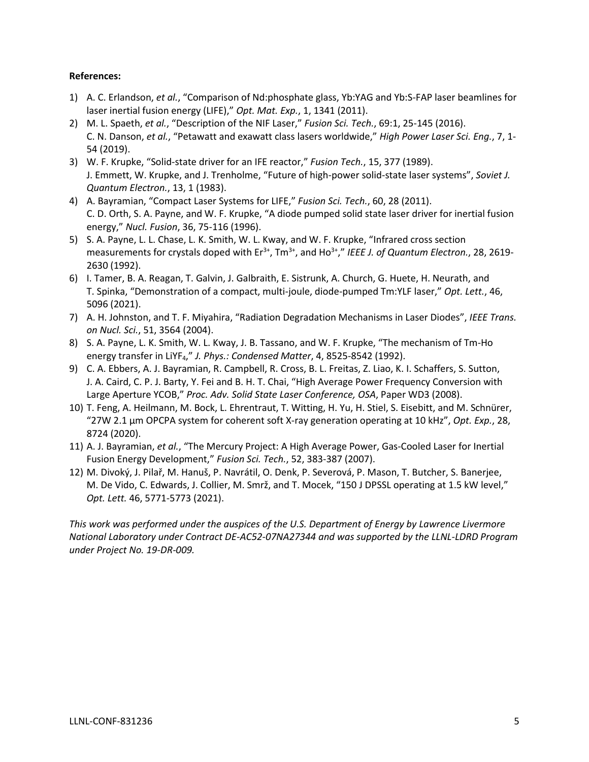**References:**

1) A. C. Erlandson, *et al.*, "Comparison of Nd:phosphate glass, Yb:YAG and Yb:S-FAP laser beamlines for laser inertial fusion energy (LIFE)," *Opt. Mat. Exp.*, 1, 1341 (2011).
2) M. L. Spaeth, *et al.*, "Description of the NIF Laser," *Fusion Sci. Tech.*, 69:1, 25-145 (2016).
   C. N. Danson, *et al.*, "Petawatt and exawatt class lasers worldwide," *High Power Laser Sci. Eng.*, 7, 1-54 (2019).
3) W. F. Krupke, "Solid-state driver for an IFE reactor," *Fusion Tech.*, 15, 377 (1989).
   J. Emmett, W. Krupke, and J. Trenholme, "Future of high-power solid-state laser systems", *Soviet J. Quantum Electron.*, 13, 1 (1983).
4) A. Bayramian, "Compact Laser Systems for LIFE," *Fusion Sci. Tech.*, 60, 28 (2011).
   C. D. Orth, S. A. Payne, and W. F. Krupke, "A diode pumped solid state laser driver for inertial fusion energy," *Nucl. Fusion*, 36, 75-116 (1996).
5) S. A. Payne, L. L. Chase, L. K. Smith, W. L. Kway, and W. F. Krupke, "Infrared cross section measurements for crystals doped with $Er^{3+}$, $Tm^{3+}$, and $Ho^{3+}$," *IEEE J. of Quantum Electron.*, 28, 2619-2630 (1992).
6) I. Tamer, B. A. Reagan, T. Galvin, J. Galbraith, E. Sistrunk, A. Church, G. Huete, H. Neurath, and T. Spinka, "Demonstration of a compact, multi-joule, diode-pumped Tm:YLF laser," *Opt. Lett.*, 46, 5096 (2021).
7) A. H. Johnston, and T. F. Miyahira, "Radiation Degradation Mechanisms in Laser Diodes", *IEEE Trans. on Nucl. Sci.*, 51, 3564 (2004).
8) S. A. Payne, L. K. Smith, W. L. Kway, J. B. Tassano, and W. F. Krupke, "The mechanism of Tm-Ho energy transfer in $LiYF_4$," *J. Phys.: Condensed Matter*, 4, 8525-8542 (1992).
9) C. A. Ebbers, A. J. Bayramian, R. Campbell, R. Cross, B. L. Freitas, Z. Liao, K. I. Schaffers, S. Sutton, J. A. Caird, C. P. J. Barty, Y. Fei and B. H. T. Chai, "High Average Power Frequency Conversion with Large Aperture YCOB," *Proc. Adv. Solid State Laser Conference, OSA*, Paper WD3 (2008).
10) T. Feng, A. Heilmann, M. Bock, L. Ehrentraut, T. Witting, H. Yu, H. Stiel, S. Eisebitt, and M. Schnürer, "27W 2.1 µm OPCPA system for coherent soft X-ray generation operating at 10 kHz", *Opt. Exp.*, 28, 8724 (2020).
11) A. J. Bayramian, *et al.*, "The Mercury Project: A High Average Power, Gas-Cooled Laser for Inertial Fusion Energy Development," *Fusion Sci. Tech.*, 52, 383-387 (2007).
12) M. Divoký, J. Pilař, M. Hanuš, P. Navrátil, O. Denk, P. Severová, P. Mason, T. Butcher, S. Banerjee, M. De Vido, C. Edwards, J. Collier, M. Smrž, and T. Mocek, "150 J DPSSL operating at 1.5 kW level," *Opt. Lett.* 46, 5771-5773 (2021).

*This work was performed under the auspices of the U.S. Department of Energy by Lawrence Livermore National Laboratory under Contract DE-AC52-07NA27344 and was supported by the LLNL-LDRD Program under Project No. 19-DR-009.*